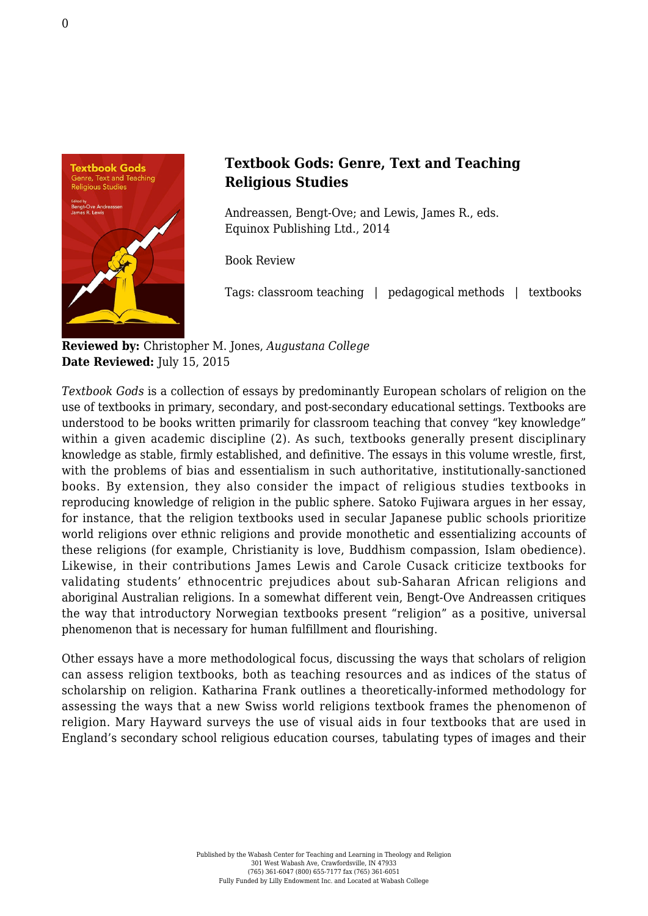# Textbook Gods: Genre, Text and Teaching Religious Studies

Andreassen, Bengt-Ove; and Lewis, James R., eds.
Equinox Publishing Ltd., 2014

Book Review

Tags: classroom teaching | pedagogical methods | textbooks

**Reviewed by:** Christopher M. Jones, *Augustana College*
**Date Reviewed:** July 15, 2015

*Textbook Gods* is a collection of essays by predominantly European scholars of religion on the use of textbooks in primary, secondary, and post-secondary educational settings. Textbooks are understood to be books written primarily for classroom teaching that convey "key knowledge" within a given academic discipline (2). As such, textbooks generally present disciplinary knowledge as stable, firmly established, and definitive. The essays in this volume wrestle, first, with the problems of bias and essentialism in such authoritative, institutionally-sanctioned books. By extension, they also consider the impact of religious studies textbooks in reproducing knowledge of religion in the public sphere. Satoko Fujiwara argues in her essay, for instance, that the religion textbooks used in secular Japanese public schools prioritize world religions over ethnic religions and provide monothetic and essentializing accounts of these religions (for example, Christianity is love, Buddhism compassion, Islam obedience). Likewise, in their contributions James Lewis and Carole Cusack criticize textbooks for validating students' ethnocentric prejudices about sub-Saharan African religions and aboriginal Australian religions. In a somewhat different vein, Bengt-Ove Andreassen critiques the way that introductory Norwegian textbooks present "religion" as a positive, universal phenomenon that is necessary for human fulfillment and flourishing.

Other essays have a more methodological focus, discussing the ways that scholars of religion can assess religion textbooks, both as teaching resources and as indices of the status of scholarship on religion. Katharina Frank outlines a theoretically-informed methodology for assessing the ways that a new Swiss world religions textbook frames the phenomenon of religion. Mary Hayward surveys the use of visual aids in four textbooks that are used in England's secondary school religious education courses, tabulating types of images and their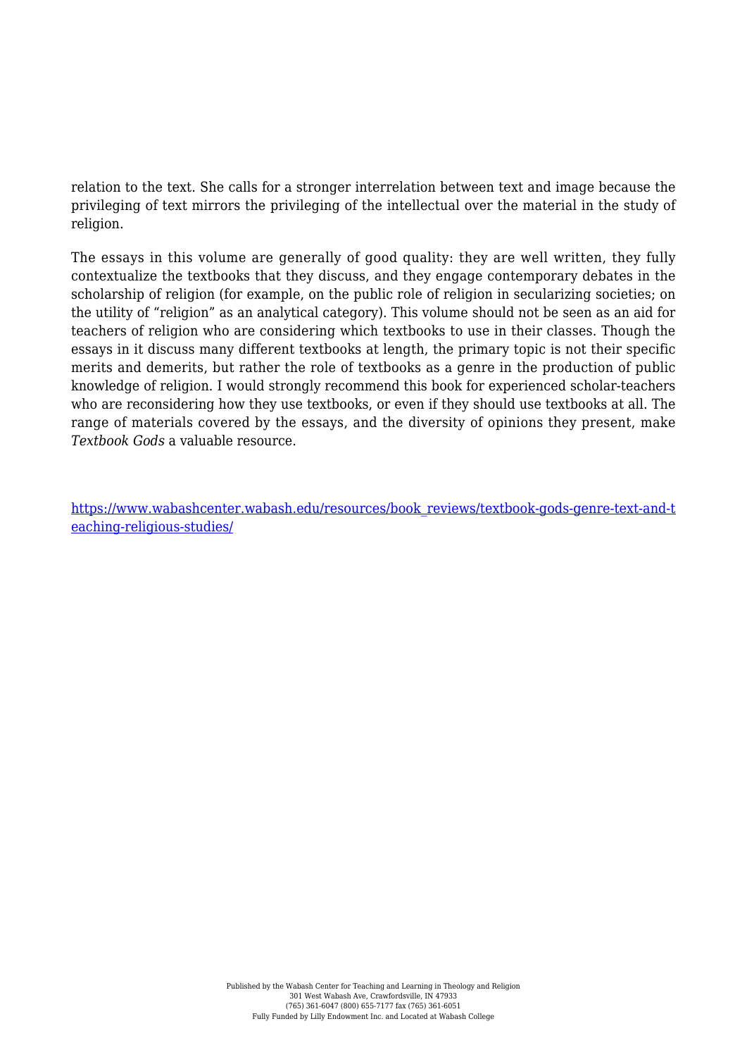relation to the text. She calls for a stronger interrelation between text and image because the privileging of text mirrors the privileging of the intellectual over the material in the study of religion.

The essays in this volume are generally of good quality: they are well written, they fully contextualize the textbooks that they discuss, and they engage contemporary debates in the scholarship of religion (for example, on the public role of religion in secularizing societies; on the utility of "religion" as an analytical category). This volume should not be seen as an aid for teachers of religion who are considering which textbooks to use in their classes. Though the essays in it discuss many different textbooks at length, the primary topic is not their specific merits and demerits, but rather the role of textbooks as a genre in the production of public knowledge of religion. I would strongly recommend this book for experienced scholar-teachers who are reconsidering how they use textbooks, or even if they should use textbooks at all. The range of materials covered by the essays, and the diversity of opinions they present, make *Textbook Gods* a valuable resource.

https://www.wabashcenter.wabash.edu/resources/book_reviews/textbook-gods-genre-text-and-teaching-religious-studies/

Published by the Wabash Center for Teaching and Learning in Theology and Religion
301 West Wabash Ave, Crawfordsville, IN 47933
(765) 361-6047 (800) 655-7177 fax (765) 361-6051
Fully Funded by Lilly Endowment Inc. and Located at Wabash College